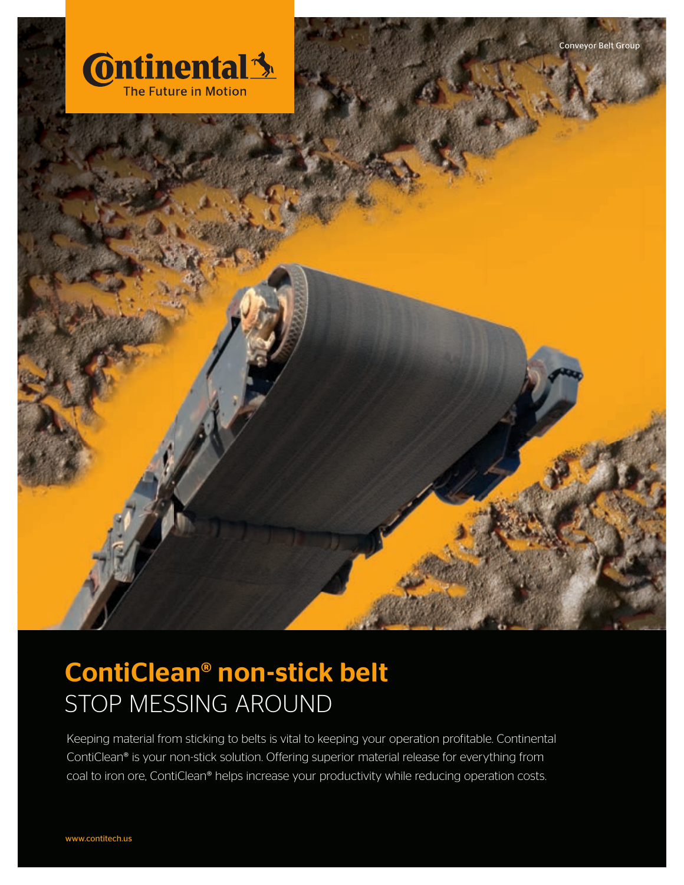Continental
The Future in Motion

Conveyor Belt Group

# ContiClean® non-stick belt

## STOP MESSING AROUND

Keeping material from sticking to belts is vital to keeping your operation profitable. Continental ContiClean® is your non-stick solution. Offering superior material release for everything from coal to iron ore, ContiClean® helps increase your productivity while reducing operation costs.

www.contitech.us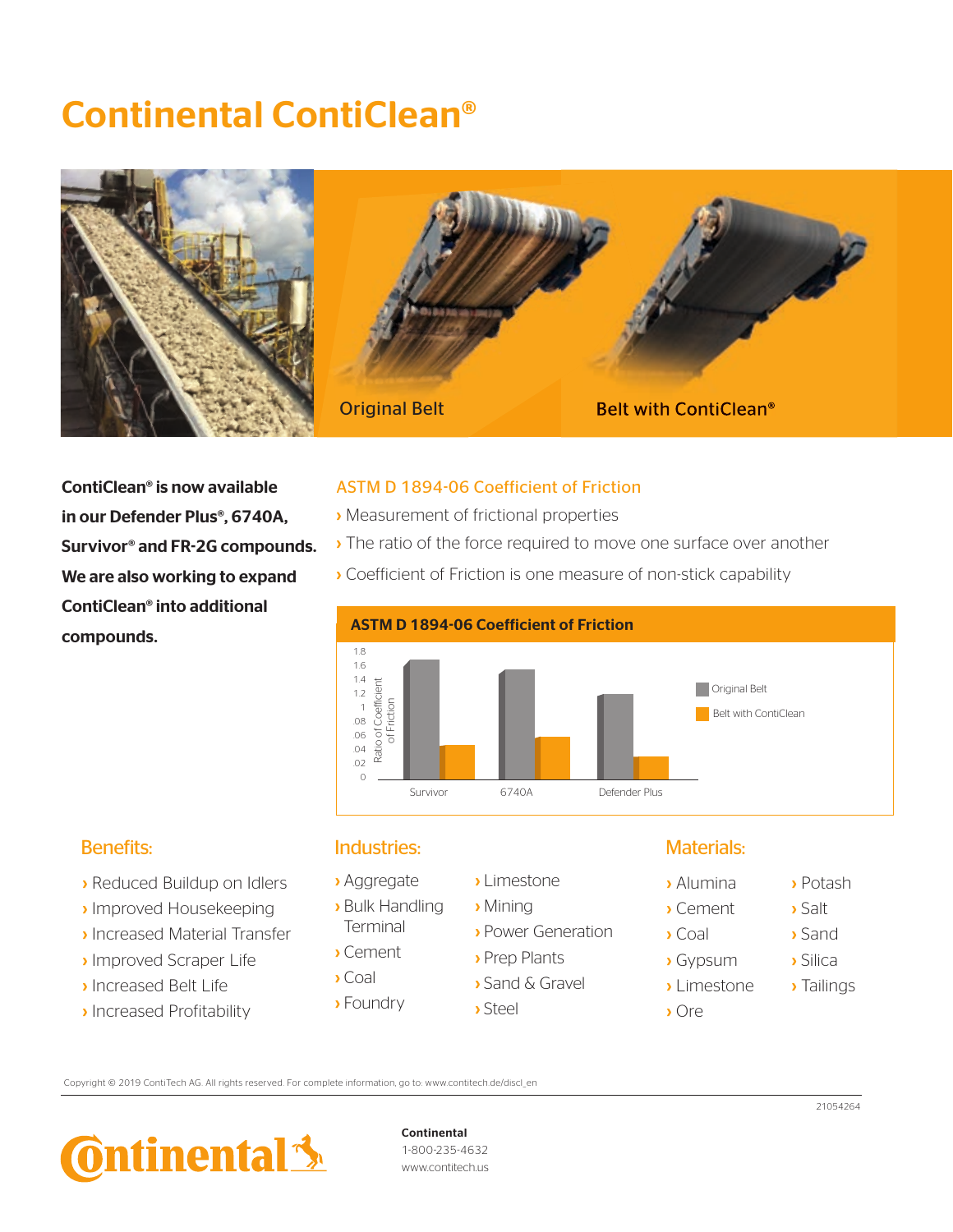# Continental ContiClean®

Original Belt

Belt with ContiClean®

**ContiClean® is now available in our Defender Plus®, 6740A, Survivor® and FR-2G compounds. We are also working to expand ContiClean® into additional compounds.**

## ASTM D 1894-06 Coefficient of Friction

- Measurement of frictional properties
- The ratio of the force required to move one surface over another
- Coefficient of Friction is one measure of non-stick capability

**ASTM D 1894-06 Coefficient of Friction**

Ratio of Coefficient of Friction

1.8
1.6
1.4
1.2
1
.08
.06
.04
.02
0

Survivor
6740A
Defender Plus

Original Belt
Belt with ContiClean

## Benefits:

- Reduced Buildup on Idlers
- Improved Housekeeping
- Increased Material Transfer
- Improved Scraper Life
- Increased Belt Life
- Increased Profitability

## Industries:

- Aggregate
- Bulk Handling Terminal
- Cement
- Coal
- Foundry
- Limestone
- Mining
- Power Generation
- Prep Plants
- Sand & Gravel
- Steel

## Materials:

- Alumina
- Cement
- Coal
- Gypsum
- Limestone
- Ore
- Potash
- Salt
- Sand
- Silica
- Tailings

Copyright © 2019 ContiTech AG. All rights reserved. For complete information, go to: www.contitech.de/discl_en

21054264

Continental

**Continental**
1-800-235-4632
www.contitech.us